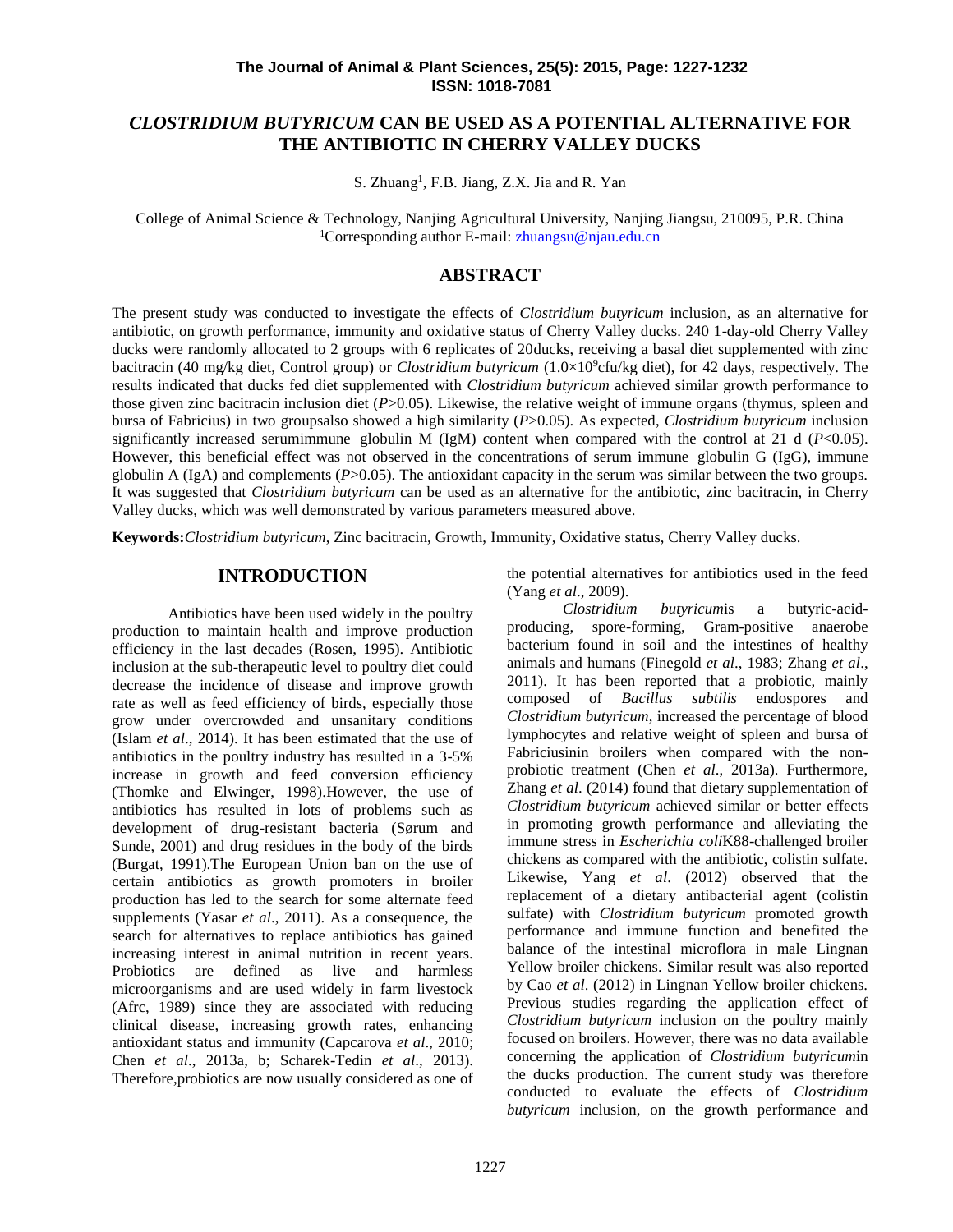# *CLOSTRIDIUM BUTYRICUM* CAN BE USED AS A POTENTIAL ALTERNATIVE FOR THE ANTIBIOTIC IN CHERRY VALLEY DUCKS

S. Zhuang[1], F.B. Jiang, Z.X. Jia and R. Yan

College of Animal Science & Technology, Nanjing Agricultural University, Nanjing Jiangsu, 210095, P.R. China
[1]Corresponding author E-mail: zhuangsu@njau.edu.cn

## ABSTRACT

The present study was conducted to investigate the effects of *Clostridium butyricum* inclusion, as an alternative for antibiotic, on growth performance, immunity and oxidative status of Cherry Valley ducks. 240 1-day-old Cherry Valley ducks were randomly allocated to 2 groups with 6 replicates of 20ducks, receiving a basal diet supplemented with zinc bacitracin (40 mg/kg diet, Control group) or *Clostridium butyricum* ($1.0\times10^9$cfu/kg diet), for 42 days, respectively. The results indicated that ducks fed diet supplemented with *Clostridium butyricum* achieved similar growth performance to those given zinc bacitracin inclusion diet ($P$>0.05). Likewise, the relative weight of immune organs (thymus, spleen and bursa of Fabricius) in two groupsalso showed a high similarity ($P$>0.05). As expected, *Clostridium butyricum* inclusion significantly increased serumimmune globulin M (IgM) content when compared with the control at 21 d ($P$<0.05). However, this beneficial effect was not observed in the concentrations of serum immune globulin G (IgG), immune globulin A (IgA) and complements ($P$>0.05). The antioxidant capacity in the serum was similar between the two groups. It was suggested that *Clostridium butyricum* can be used as an alternative for the antibiotic, zinc bacitracin, in Cherry Valley ducks, which was well demonstrated by various parameters measured above.

**Keywords:** *Clostridium butyricum*, Zinc bacitracin, Growth, Immunity, Oxidative status, Cherry Valley ducks.

## INTRODUCTION

Antibiotics have been used widely in the poultry production to maintain health and improve production efficiency in the last decades (Rosen, 1995). Antibiotic inclusion at the sub-therapeutic level to poultry diet could decrease the incidence of disease and improve growth rate as well as feed efficiency of birds, especially those grow under overcrowded and unsanitary conditions (Islam *et al*., 2014). It has been estimated that the use of antibiotics in the poultry industry has resulted in a 3-5% increase in growth and feed conversion efficiency (Thomke and Elwinger, 1998).However, the use of antibiotics has resulted in lots of problems such as development of drug-resistant bacteria (Sørum and Sunde, 2001) and drug residues in the body of the birds (Burgat, 1991).The European Union ban on the use of certain antibiotics as growth promoters in broiler production has led to the search for some alternate feed supplements (Yasar *et al*., 2011). As a consequence, the search for alternatives to replace antibiotics has gained increasing interest in animal nutrition in recent years. Probiotics are defined as live and harmless microorganisms and are used widely in farm livestock (Afrc, 1989) since they are associated with reducing clinical disease, increasing growth rates, enhancing antioxidant status and immunity (Capcarova *et al*., 2010; Chen *et al*., 2013a, b; Scharek-Tedin *et al*., 2013). Therefore,probiotics are now usually considered as one of the potential alternatives for antibiotics used in the feed (Yang *et al*., 2009).

*Clostridium butyricum*is a butyric-acid-producing, spore-forming, Gram-positive anaerobe bacterium found in soil and the intestines of healthy animals and humans (Finegold *et al*., 1983; Zhang *et al*., 2011). It has been reported that a probiotic, mainly composed of *Bacillus subtilis* endospores and *Clostridium butyricum*, increased the percentage of blood lymphocytes and relative weight of spleen and bursa of Fabriciusinin broilers when compared with the non-probiotic treatment (Chen *et al*., 2013a). Furthermore, Zhang *et al*. (2014) found that dietary supplementation of *Clostridium butyricum* achieved similar or better effects in promoting growth performance and alleviating the immune stress in *Escherichia coli*K88-challenged broiler chickens as compared with the antibiotic, colistin sulfate. Likewise, Yang *et al*. (2012) observed that the replacement of a dietary antibacterial agent (colistin sulfate) with *Clostridium butyricum* promoted growth performance and immune function and benefited the balance of the intestinal microflora in male Lingnan Yellow broiler chickens. Similar result was also reported by Cao *et al*. (2012) in Lingnan Yellow broiler chickens. Previous studies regarding the application effect of *Clostridium butyricum* inclusion on the poultry mainly focused on broilers. However, there was no data available concerning the application of *Clostridium butyricum*in the ducks production. The current study was therefore conducted to evaluate the effects of *Clostridium butyricum* inclusion, on the growth performance and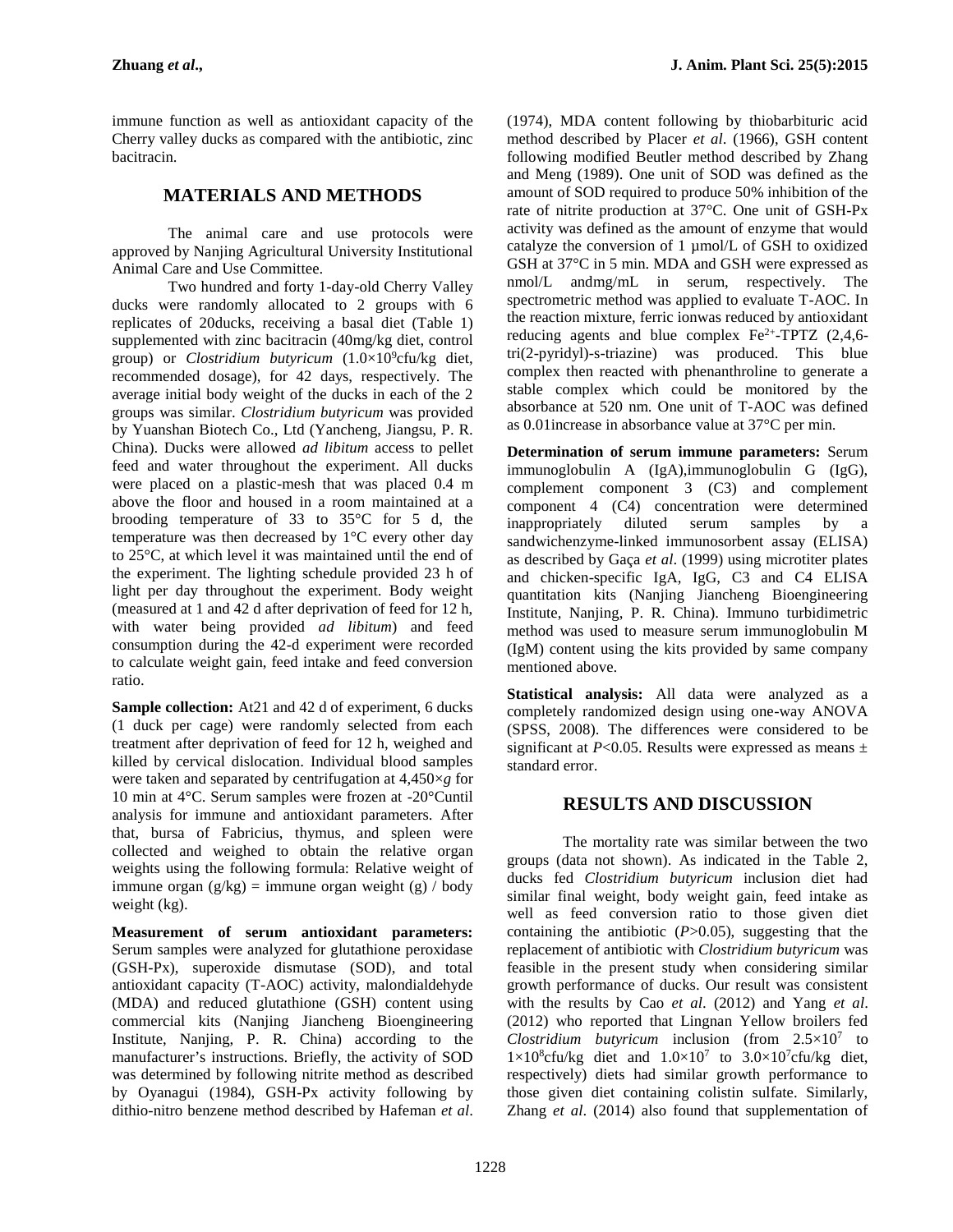immune function as well as antioxidant capacity of the Cherry valley ducks as compared with the antibiotic, zinc bacitracin.

## MATERIALS AND METHODS

The animal care and use protocols were approved by Nanjing Agricultural University Institutional Animal Care and Use Committee.

Two hundred and forty 1-day-old Cherry Valley ducks were randomly allocated to 2 groups with 6 replicates of 20ducks, receiving a basal diet (Table 1) supplemented with zinc bacitracin (40mg/kg diet, control group) or *Clostridium butyricum* ($1.0\times10^9$cfu/kg diet, recommended dosage), for 42 days, respectively. The average initial body weight of the ducks in each of the 2 groups was similar. *Clostridium butyricum* was provided by Yuanshan Biotech Co., Ltd (Yancheng, Jiangsu, P. R. China). Ducks were allowed *ad libitum* access to pellet feed and water throughout the experiment. All ducks were placed on a plastic-mesh that was placed 0.4 m above the floor and housed in a room maintained at a brooding temperature of 33 to 35°C for 5 d, the temperature was then decreased by 1°C every other day to 25°C, at which level it was maintained until the end of the experiment. The lighting schedule provided 23 h of light per day throughout the experiment. Body weight (measured at 1 and 42 d after deprivation of feed for 12 h, with water being provided *ad libitum*) and feed consumption during the 42-d experiment were recorded to calculate weight gain, feed intake and feed conversion ratio.

**Sample collection:** At21 and 42 d of experiment, 6 ducks (1 duck per cage) were randomly selected from each treatment after deprivation of feed for 12 h, weighed and killed by cervical dislocation. Individual blood samples were taken and separated by centrifugation at 4,450×*g* for 10 min at 4°C. Serum samples were frozen at -20°Cuntil analysis for immune and antioxidant parameters. After that, bursa of Fabricius, thymus, and spleen were collected and weighed to obtain the relative organ weights using the following formula: Relative weight of immune organ (g/kg) = immune organ weight (g) / body weight (kg).

**Measurement of serum antioxidant parameters:** Serum samples were analyzed for glutathione peroxidase (GSH-Px), superoxide dismutase (SOD), and total antioxidant capacity (T-AOC) activity, malondialdehyde (MDA) and reduced glutathione (GSH) content using commercial kits (Nanjing Jiancheng Bioengineering Institute, Nanjing, P. R. China) according to the manufacturer's instructions. Briefly, the activity of SOD was determined by following nitrite method as described by Oyanagui (1984), GSH-Px activity following by dithio-nitro benzene method described by Hafeman *et al*. (1974), MDA content following by thiobarbituric acid method described by Placer *et al*. (1966), GSH content following modified Beutler method described by Zhang and Meng (1989). One unit of SOD was defined as the amount of SOD required to produce 50% inhibition of the rate of nitrite production at 37°C. One unit of GSH-Px activity was defined as the amount of enzyme that would catalyze the conversion of 1 µmol/L of GSH to oxidized GSH at 37°C in 5 min. MDA and GSH were expressed as nmol/L andmg/mL in serum, respectively. The spectrometric method was applied to evaluate T-AOC. In the reaction mixture, ferric ionwas reduced by antioxidant reducing agents and blue complex $Fe^{2+}$-TPTZ (2,4,6-tri(2-pyridyl)-s-triazine) was produced. This blue complex then reacted with phenanthroline to generate a stable complex which could be monitored by the absorbance at 520 nm. One unit of T-AOC was defined as 0.01increase in absorbance value at 37°C per min.

**Determination of serum immune parameters:** Serum immunoglobulin A (IgA),immunoglobulin G (IgG), complement component 3 (C3) and complement component 4 (C4) concentration were determined inappropriately diluted serum samples by a sandwichenzyme-linked immunosorbent assay (ELISA) as described by Gaça *et al*. (1999) using microtiter plates and chicken-specific IgA, IgG, C3 and C4 ELISA quantitation kits (Nanjing Jiancheng Bioengineering Institute, Nanjing, P. R. China). Immuno turbidimetric method was used to measure serum immunoglobulin M (IgM) content using the kits provided by same company mentioned above.

**Statistical analysis:** All data were analyzed as a completely randomized design using one-way ANOVA (SPSS, 2008). The differences were considered to be significant at $P<0.05$. Results were expressed as means ± standard error.

## RESULTS AND DISCUSSION

The mortality rate was similar between the two groups (data not shown). As indicated in the Table 2, ducks fed *Clostridium butyricum* inclusion diet had similar final weight, body weight gain, feed intake as well as feed conversion ratio to those given diet containing the antibiotic ($P>0.05$), suggesting that the replacement of antibiotic with *Clostridium butyricum* was feasible in the present study when considering similar growth performance of ducks. Our result was consistent with the results by Cao *et al*. (2012) and Yang *et al*. (2012) who reported that Lingnan Yellow broilers fed *Clostridium butyricum* inclusion (from $2.5\times10^7$ to $1\times10^8$cfu/kg diet and $1.0\times10^7$ to $3.0\times10^7$cfu/kg diet, respectively) diets had similar growth performance to those given diet containing colistin sulfate. Similarly, Zhang *et al*. (2014) also found that supplementation of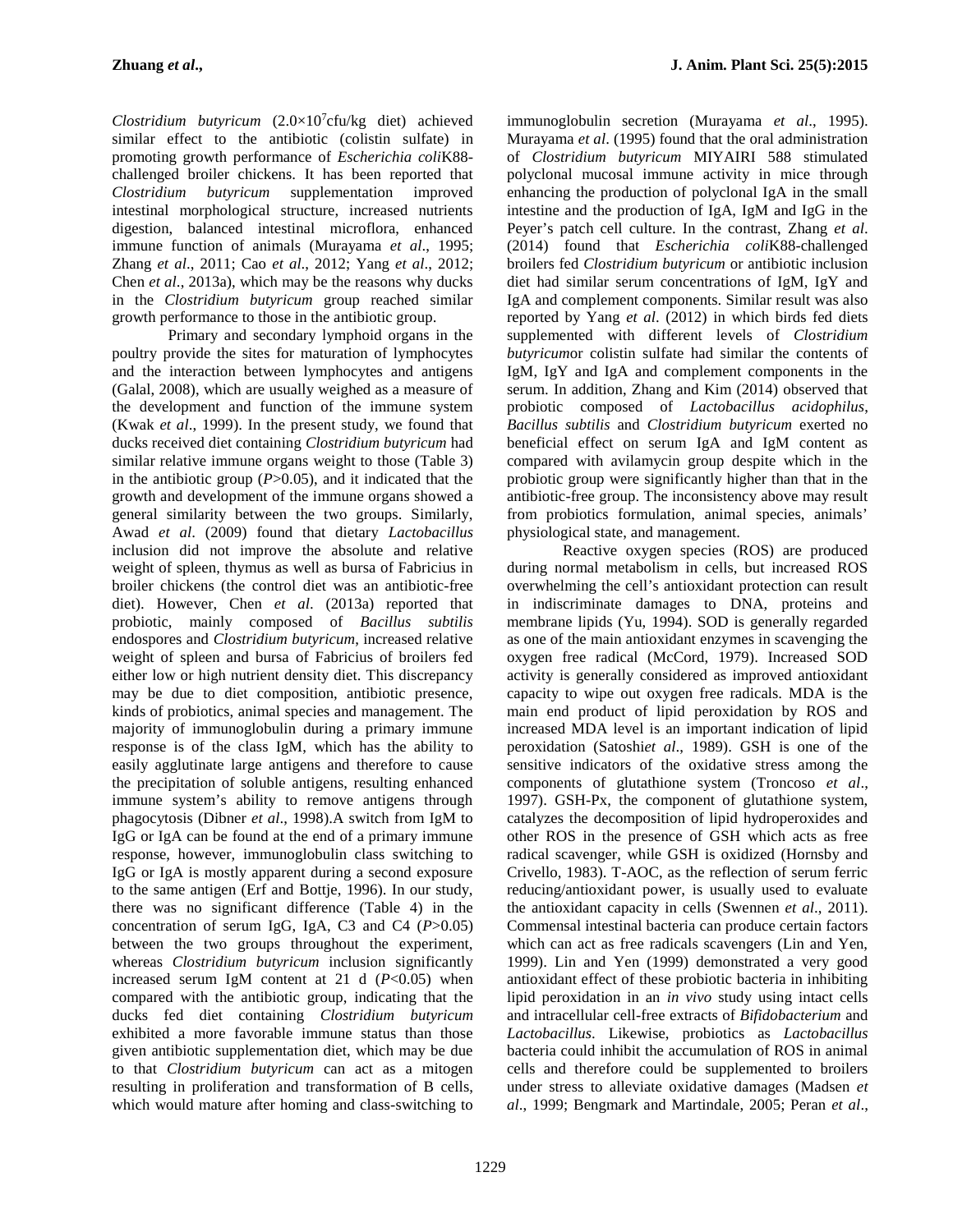*Clostridium butyricum* ($2.0\times10^7$cfu/kg diet) achieved similar effect to the antibiotic (colistin sulfate) in promoting growth performance of *Escherichia coli*K88-challenged broiler chickens. It has been reported that *Clostridium butyricum* supplementation improved intestinal morphological structure, increased nutrients digestion, balanced intestinal microflora, enhanced immune function of animals (Murayama *et al*., 1995; Zhang *et al*., 2011; Cao *et al*., 2012; Yang *et al*., 2012; Chen *et al*., 2013a), which may be the reasons why ducks in the *Clostridium butyricum* group reached similar growth performance to those in the antibiotic group.

Primary and secondary lymphoid organs in the poultry provide the sites for maturation of lymphocytes and the interaction between lymphocytes and antigens (Galal, 2008), which are usually weighed as a measure of the development and function of the immune system (Kwak *et al*., 1999). In the present study, we found that ducks received diet containing *Clostridium butyricum* had similar relative immune organs weight to those (Table 3) in the antibiotic group ($P$>0.05), and it indicated that the growth and development of the immune organs showed a general similarity between the two groups. Similarly, Awad *et al*. (2009) found that dietary *Lactobacillus* inclusion did not improve the absolute and relative weight of spleen, thymus as well as bursa of Fabricius in broiler chickens (the control diet was an antibiotic-free diet). However, Chen *et al*. (2013a) reported that probiotic, mainly composed of *Bacillus subtilis* endospores and *Clostridium butyricum*, increased relative weight of spleen and bursa of Fabricius of broilers fed either low or high nutrient density diet. This discrepancy may be due to diet composition, antibiotic presence, kinds of probiotics, animal species and management. The majority of immunoglobulin during a primary immune response is of the class IgM, which has the ability to easily agglutinate large antigens and therefore to cause the precipitation of soluble antigens, resulting enhanced immune system's ability to remove antigens through phagocytosis (Dibner *et al*., 1998).A switch from IgM to IgG or IgA can be found at the end of a primary immune response, however, immunoglobulin class switching to IgG or IgA is mostly apparent during a second exposure to the same antigen (Erf and Bottje, 1996). In our study, there was no significant difference (Table 4) in the concentration of serum IgG, IgA, C3 and C4 ($P$>0.05) between the two groups throughout the experiment, whereas *Clostridium butyricum* inclusion significantly increased serum IgM content at 21 d ($P$<0.05) when compared with the antibiotic group, indicating that the ducks fed diet containing *Clostridium butyricum* exhibited a more favorable immune status than those given antibiotic supplementation diet, which may be due to that *Clostridium butyricum* can act as a mitogen resulting in proliferation and transformation of B cells, which would mature after homing and class-switching to immunoglobulin secretion (Murayama *et al*., 1995). Murayama *et al*. (1995) found that the oral administration of *Clostridium butyricum* MIYAIRI 588 stimulated polyclonal mucosal immune activity in mice through enhancing the production of polyclonal IgA in the small intestine and the production of IgA, IgM and IgG in the Peyer's patch cell culture. In the contrast, Zhang *et al*. (2014) found that *Escherichia coli*K88-challenged broilers fed *Clostridium butyricum* or antibiotic inclusion diet had similar serum concentrations of IgM, IgY and IgA and complement components. Similar result was also reported by Yang *et al*. (2012) in which birds fed diets supplemented with different levels of *Clostridium butyricum*or colistin sulfate had similar the contents of IgM, IgY and IgA and complement components in the serum. In addition, Zhang and Kim (2014) observed that probiotic composed of *Lactobacillus acidophilus*, *Bacillus subtilis* and *Clostridium butyricum* exerted no beneficial effect on serum IgA and IgM content as compared with avilamycin group despite which in the probiotic group were significantly higher than that in the antibiotic-free group. The inconsistency above may result from probiotics formulation, animal species, animals' physiological state, and management.

Reactive oxygen species (ROS) are produced during normal metabolism in cells, but increased ROS overwhelming the cell's antioxidant protection can result in indiscriminate damages to DNA, proteins and membrane lipids (Yu, 1994). SOD is generally regarded as one of the main antioxidant enzymes in scavenging the oxygen free radical (McCord, 1979). Increased SOD activity is generally considered as improved antioxidant capacity to wipe out oxygen free radicals. MDA is the main end product of lipid peroxidation by ROS and increased MDA level is an important indication of lipid peroxidation (Satoshi*et al*., 1989). GSH is one of the sensitive indicators of the oxidative stress among the components of glutathione system (Troncoso *et al*., 1997). GSH-Px, the component of glutathione system, catalyzes the decomposition of lipid hydroperoxides and other ROS in the presence of GSH which acts as free radical scavenger, while GSH is oxidized (Hornsby and Crivello, 1983). T-AOC, as the reflection of serum ferric reducing/antioxidant power, is usually used to evaluate the antioxidant capacity in cells (Swennen *et al*., 2011). Commensal intestinal bacteria can produce certain factors which can act as free radicals scavengers (Lin and Yen, 1999). Lin and Yen (1999) demonstrated a very good antioxidant effect of these probiotic bacteria in inhibiting lipid peroxidation in an *in vivo* study using intact cells and intracellular cell-free extracts of *Bifidobacterium* and *Lactobacillus*. Likewise, probiotics as *Lactobacillus* bacteria could inhibit the accumulation of ROS in animal cells and therefore could be supplemented to broilers under stress to alleviate oxidative damages (Madsen *et al*., 1999; Bengmark and Martindale, 2005; Peran *et al*.,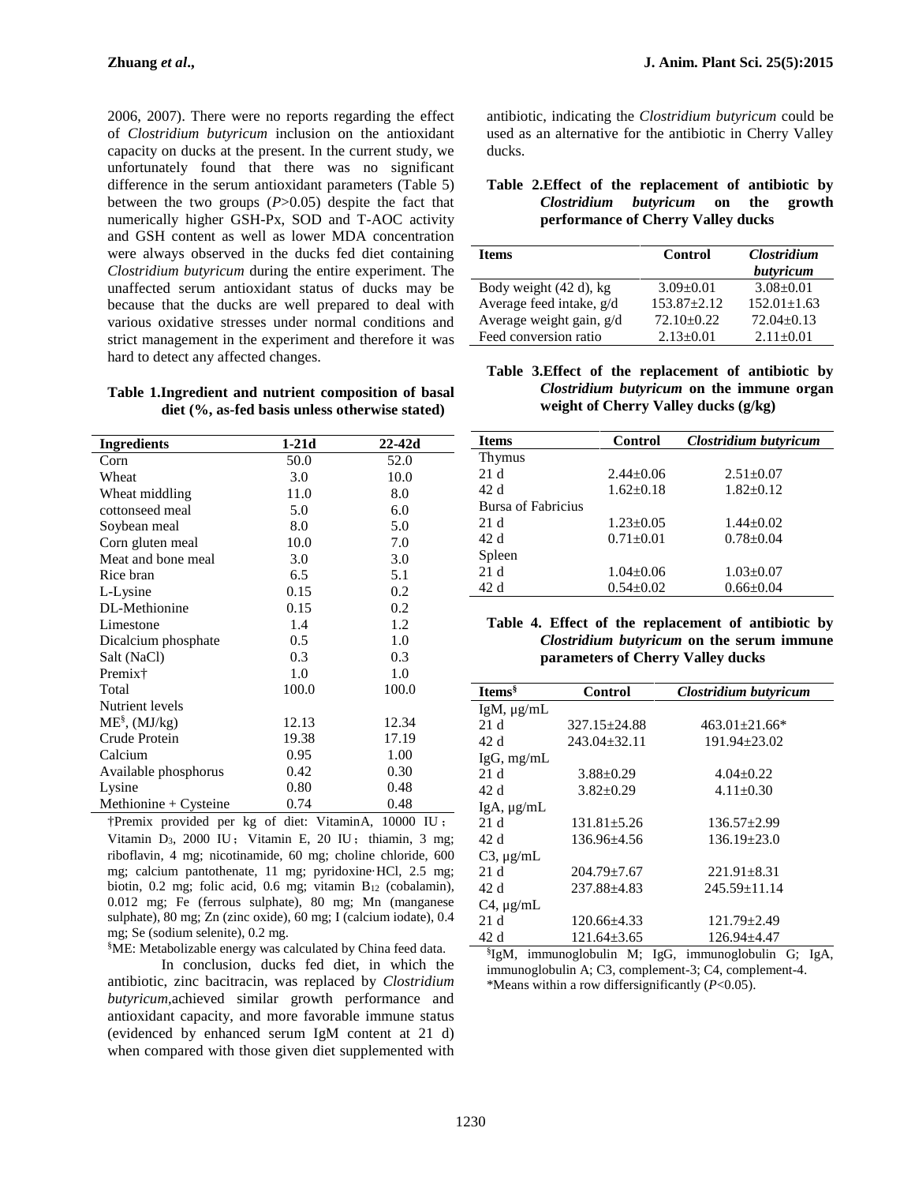2006, 2007). There were no reports regarding the effect of *Clostridium butyricum* inclusion on the antioxidant capacity on ducks at the present. In the current study, we unfortunately found that there was no significant difference in the serum antioxidant parameters (Table 5) between the two groups ($P>0.05$) despite the fact that numerically higher GSH-Px, SOD and T-AOC activity and GSH content as well as lower MDA concentration were always observed in the ducks fed diet containing *Clostridium butyricum* during the entire experiment. The unaffected serum antioxidant status of ducks may be because that the ducks are well prepared to deal with various oxidative stresses under normal conditions and strict management in the experiment and therefore it was hard to detect any affected changes.

**Table 1.Ingredient and nutrient composition of basal diet (%, as-fed basis unless otherwise stated)**

| Ingredients | 1-21d | 22-42d |
|---|---|---|
| Corn | 50.0 | 52.0 |
| Wheat | 3.0 | 10.0 |
| Wheat middling | 11.0 | 8.0 |
| cottonseed meal | 5.0 | 6.0 |
| Soybean meal | 8.0 | 5.0 |
| Corn gluten meal | 10.0 | 7.0 |
| Meat and bone meal | 3.0 | 3.0 |
| Rice bran | 6.5 | 5.1 |
| L-Lysine | 0.15 | 0.2 |
| DL-Methionine | 0.15 | 0.2 |
| Limestone | 1.4 | 1.2 |
| Dicalcium phosphate | 0.5 | 1.0 |
| Salt (NaCl) | 0.3 | 0.3 |
| Premix† | 1.0 | 1.0 |
| Total | 100.0 | 100.0 |
| Nutrient levels | | |
| ME[§], (MJ/kg) | 12.13 | 12.34 |
| Crude Protein | 19.38 | 17.19 |
| Calcium | 0.95 | 1.00 |
| Available phosphorus | 0.42 | 0.30 |
| Lysine | 0.80 | 0.48 |
| Methionine + Cysteine | 0.74 | 0.48 |

†Premix provided per kg of diet: VitaminA, 10000 IU；Vitamin $D_3$, 2000 IU；Vitamin E, 20 IU；thiamin, 3 mg; riboflavin, 4 mg; nicotinamide, 60 mg; choline chloride, 600 mg; calcium pantothenate, 11 mg; pyridoxine·HCl, 2.5 mg; biotin, 0.2 mg; folic acid, 0.6 mg; vitamin $B_{12}$ (cobalamin), 0.012 mg; Fe (ferrous sulphate), 80 mg; Mn (manganese sulphate), 80 mg; Zn (zinc oxide), 60 mg; I (calcium iodate), 0.4 mg; Se (sodium selenite), 0.2 mg.

[§]ME: Metabolizable energy was calculated by China feed data.

In conclusion, ducks fed diet, in which the antibiotic, zinc bacitracin, was replaced by *Clostridium butyricum*,achieved similar growth performance and antioxidant capacity, and more favorable immune status (evidenced by enhanced serum IgM content at 21 d) when compared with those given diet supplemented with antibiotic, indicating the *Clostridium butyricum* could be used as an alternative for the antibiotic in Cherry Valley ducks.

**Table 2.Effect of the replacement of antibiotic by *Clostridium butyricum* on the growth performance of Cherry Valley ducks**

| Items | Control | *Clostridium butyricum* |
|---|---|---|
| Body weight (42 d), kg | 3.09±0.01 | 3.08±0.01 |
| Average feed intake, g/d | 153.87±2.12 | 152.01±1.63 |
| Average weight gain, g/d | 72.10±0.22 | 72.04±0.13 |
| Feed conversion ratio | 2.13±0.01 | 2.11±0.01 |

**Table 3.Effect of the replacement of antibiotic by *Clostridium butyricum* on the immune organ weight of Cherry Valley ducks (g/kg)**

| Items | Control | *Clostridium butyricum* |
|---|---|---|
| Thymus | | |
| 21 d | 2.44±0.06 | 2.51±0.07 |
| 42 d | 1.62±0.18 | 1.82±0.12 |
| Bursa of Fabricius | | |
| 21 d | 1.23±0.05 | 1.44±0.02 |
| 42 d | 0.71±0.01 | 0.78±0.04 |
| Spleen | | |
| 21 d | 1.04±0.06 | 1.03±0.07 |
| 42 d | 0.54±0.02 | 0.66±0.04 |

**Table 4. Effect of the replacement of antibiotic by *Clostridium butyricum* on the serum immune parameters of Cherry Valley ducks**

| Items[§] | Control | *Clostridium butyricum* |
|---|---|---|
| IgM, μg/mL | | |
| 21 d | 327.15±24.88 | 463.01±21.66* |
| 42 d | 243.04±32.11 | 191.94±23.02 |
| IgG, mg/mL | | |
| 21 d | 3.88±0.29 | 4.04±0.22 |
| 42 d | 3.82±0.29 | 4.11±0.30 |
| IgA, μg/mL | | |
| 21 d | 131.81±5.26 | 136.57±2.99 |
| 42 d | 136.96±4.56 | 136.19±23.0 |
| C3, μg/mL | | |
| 21 d | 204.79±7.67 | 221.91±8.31 |
| 42 d | 237.88±4.83 | 245.59±11.14 |
| C4, μg/mL | | |
| 21 d | 120.66±4.33 | 121.79±2.49 |
| 42 d | 121.64±3.65 | 126.94±4.47 |

[§]IgM, immunoglobulin M; IgG, immunoglobulin G; IgA, immunoglobulin A; C3, complement-3; C4, complement-4.
*Means within a row differsignificantly ($P<0.05$).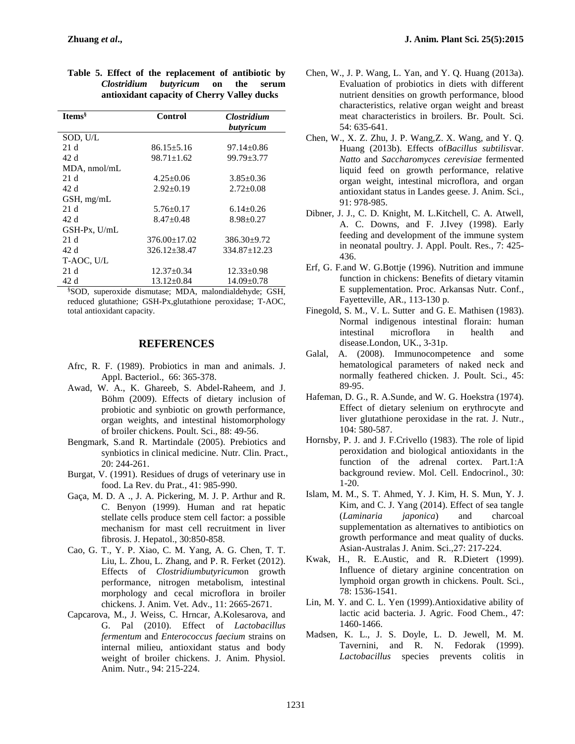**Table 5. Effect of the replacement of antibiotic by *Clostridium butyricum* on the serum antioxidant capacity of Cherry Valley ducks**

| Items[§] | Control | *Clostridium butyricum* |
|---|---|---|
| SOD, U/L | | |
| 21 d | 86.15±5.16 | 97.14±0.86 |
| 42 d | 98.71±1.62 | 99.79±3.77 |
| MDA, nmol/mL | | |
| 21 d | 4.25±0.06 | 3.85±0.36 |
| 42 d | 2.92±0.19 | 2.72±0.08 |
| GSH, mg/mL | | |
| 21 d | 5.76±0.17 | 6.14±0.26 |
| 42 d | 8.47±0.48 | 8.98±0.27 |
| GSH-Px, U/mL | | |
| 21 d | 376.00±17.02 | 386.30±9.72 |
| 42 d | 326.12±38.47 | 334.87±12.23 |
| T-AOC, U/L | | |
| 21 d | 12.37±0.34 | 12.33±0.98 |
| 42 d | 13.12±0.84 | 14.09±0.78 |

[§]SOD, superoxide dismutase; MDA, malondialdehyde; GSH, reduced glutathione; GSH-Px,glutathione peroxidase; T-AOC, total antioxidant capacity.

## REFERENCES

Afrc, R. F. (1989). Probiotics in man and animals. J. Appl. Bacteriol., 66: 365-378.

Awad, W. A., K. Ghareeb, S. Abdel-Raheem, and J. Böhm (2009). Effects of dietary inclusion of probiotic and synbiotic on growth performance, organ weights, and intestinal histomorphology of broiler chickens. Poult. Sci., 88: 49-56.

Bengmark, S.and R. Martindale (2005). Prebiotics and synbiotics in clinical medicine. Nutr. Clin. Pract., 20: 244-261.

Burgat, V. (1991). Residues of drugs of veterinary use in food. La Rev. du Prat., 41: 985-990.

Gaça, M. D. A ., J. A. Pickering, M. J. P. Arthur and R. C. Benyon (1999). Human and rat hepatic stellate cells produce stem cell factor: a possible mechanism for mast cell recruitment in liver fibrosis. J. Hepatol., 30:850-858.

Cao, G. T., Y. P. Xiao, C. M. Yang, A. G. Chen, T. T. Liu, L. Zhou, L. Zhang, and P. R. Ferket (2012). Effects of *Clostridiumbutyricum*on growth performance, nitrogen metabolism, intestinal morphology and cecal microflora in broiler chickens. J. Anim. Vet. Adv., 11: 2665-2671.

Capcarova, M., J. Weiss, C. Hrncar, A.Kolesarova, and G. Pal (2010). Effect of *Lactobacillus fermentum* and *Enterococcus faecium* strains on internal milieu, antioxidant status and body weight of broiler chickens. J. Anim. Physiol. Anim. Nutr., 94: 215-224.

Chen, W., J. P. Wang, L. Yan, and Y. Q. Huang (2013a). Evaluation of probiotics in diets with different nutrient densities on growth performance, blood characteristics, relative organ weight and breast meat characteristics in broilers. Br. Poult. Sci. 54: 635-641.

Chen, W., X. Z. Zhu, J. P. Wang,Z. X. Wang, and Y. Q. Huang (2013b). Effects of*Bacillus subtilis*var. *Natto* and *Saccharomyces cerevisiae* fermented liquid feed on growth performance, relative organ weight, intestinal microflora, and organ antioxidant status in Landes geese. J. Anim. Sci., 91: 978-985.

Dibner, J. J., C. D. Knight, M. L.Kitchell, C. A. Atwell, A. C. Downs, and F. J.Ivey (1998). Early feeding and development of the immune system in neonatal poultry. J. Appl. Poult. Res., 7: 425-436.

Erf, G. F.and W. G.Bottje (1996). Nutrition and immune function in chickens: Benefits of dietary vitamin E supplementation. Proc. Arkansas Nutr. Conf., Fayetteville, AR., 113-130 p.

Finegold, S. M., V. L. Sutter and G. E. Mathisen (1983). Normal indigenous intestinal florain: human intestinal microflora in health and disease.London, UK., 3-31p.

Galal, A. (2008). Immunocompetence and some hematological parameters of naked neck and normally feathered chicken. J. Poult. Sci., 45: 89-95.

Hafeman, D. G., R. A.Sunde, and W. G. Hoekstra (1974). Effect of dietary selenium on erythrocyte and liver glutathione peroxidase in the rat. J. Nutr., 104: 580-587.

Hornsby, P. J. and J. F.Crivello (1983). The role of lipid peroxidation and biological antioxidants in the function of the adrenal cortex. Part.1:A background review. Mol. Cell. Endocrinol., 30: 1-20.

Islam, M. M., S. T. Ahmed, Y. J. Kim, H. S. Mun, Y. J. Kim, and C. J. Yang (2014). Effect of sea tangle (*Laminaria japonica*) and charcoal supplementation as alternatives to antibiotics on growth performance and meat quality of ducks. Asian-Australas J. Anim. Sci.,27: 217-224.

Kwak, H., R. E.Austic, and R. R.Dietert (1999). Influence of dietary arginine concentration on lymphoid organ growth in chickens. Poult. Sci., 78: 1536-1541.

Lin, M. Y. and C. L. Yen (1999).Antioxidative ability of lactic acid bacteria. J. Agric. Food Chem., 47: 1460-1466.

Madsen, K. L., J. S. Doyle, L. D. Jewell, M. M. Tavernini, and R. N. Fedorak (1999). *Lactobacillus* species prevents colitis in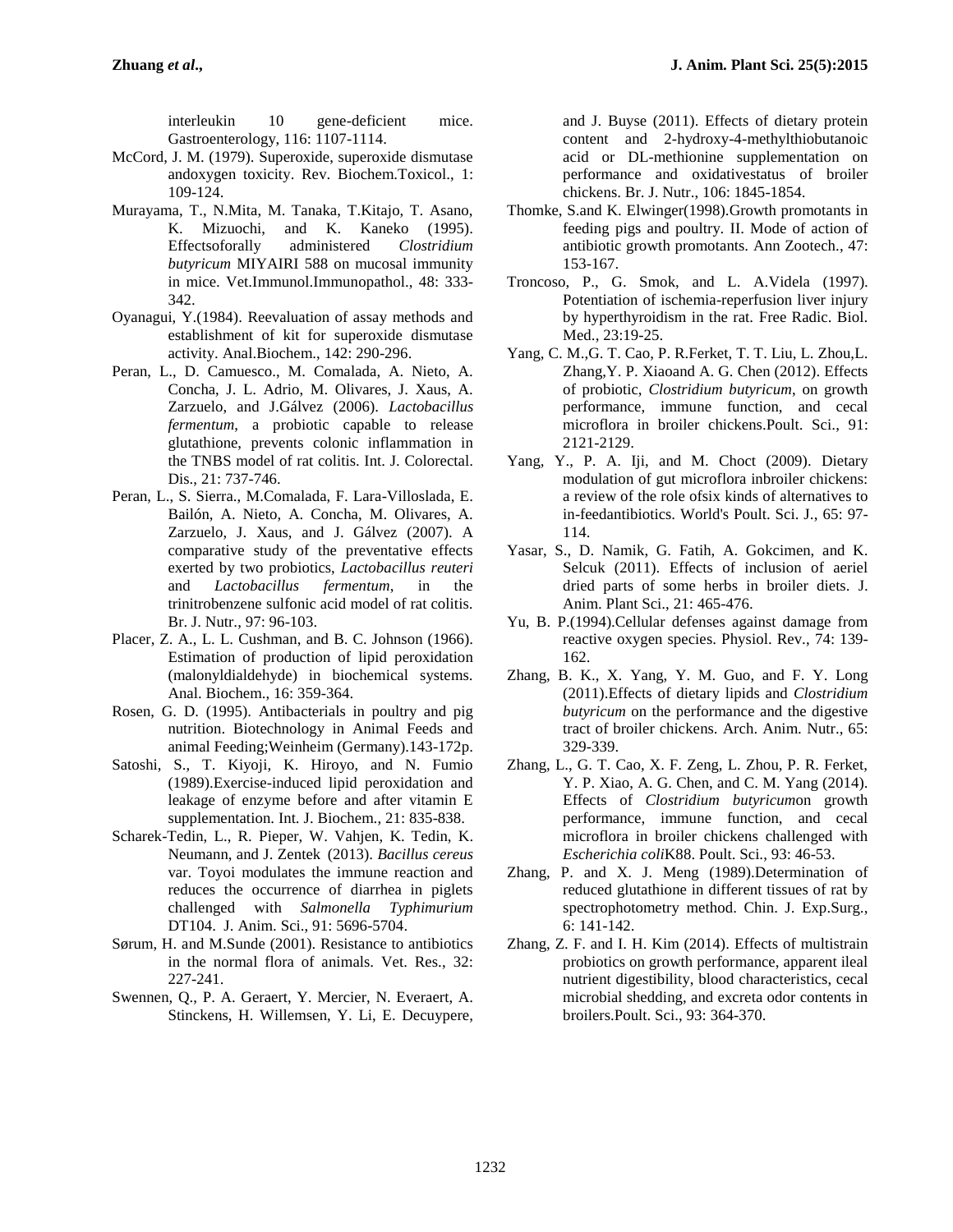interleukin 10 gene-deficient mice. Gastroenterology, 116: 1107-1114.

McCord, J. M. (1979). Superoxide, superoxide dismutase andoxygen toxicity. Rev. Biochem.Toxicol., 1: 109-124.

Murayama, T., N.Mita, M. Tanaka, T.Kitajo, T. Asano, K. Mizuochi, and K. Kaneko (1995). Effectsoforally administered *Clostridium butyricum* MIYAIRI 588 on mucosal immunity in mice. Vet.Immunol.Immunopathol., 48: 333-342.

Oyanagui, Y.(1984). Reevaluation of assay methods and establishment of kit for superoxide dismutase activity. Anal.Biochem., 142: 290-296.

Peran, L., D. Camuesco., M. Comalada, A. Nieto, A. Concha, J. L. Adrio, M. Olivares, J. Xaus, A. Zarzuelo, and J.Gálvez (2006). *Lactobacillus fermentum*, a probiotic capable to release glutathione, prevents colonic inflammation in the TNBS model of rat colitis. Int. J. Colorectal. Dis., 21: 737-746.

Peran, L., S. Sierra., M.Comalada, F. Lara-Villoslada, E. Bailón, A. Nieto, A. Concha, M. Olivares, A. Zarzuelo, J. Xaus, and J. Gálvez (2007). A comparative study of the preventative effects exerted by two probiotics, *Lactobacillus reuteri* and *Lactobacillus fermentum*, in the trinitrobenzene sulfonic acid model of rat colitis. Br. J. Nutr., 97: 96-103.

Placer, Z. A., L. L. Cushman, and B. C. Johnson (1966). Estimation of production of lipid peroxidation (malonyldialdehyde) in biochemical systems. Anal. Biochem., 16: 359-364.

Rosen, G. D. (1995). Antibacterials in poultry and pig nutrition. Biotechnology in Animal Feeds and animal Feeding;Weinheim (Germany).143-172p.

Satoshi, S., T. Kiyoji, K. Hiroyo, and N. Fumio (1989).Exercise-induced lipid peroxidation and leakage of enzyme before and after vitamin E supplementation. Int. J. Biochem., 21: 835-838.

Scharek-Tedin, L., R. Pieper, W. Vahjen, K. Tedin, K. Neumann, and J. Zentek (2013). *Bacillus cereus* var. Toyoi modulates the immune reaction and reduces the occurrence of diarrhea in piglets challenged with *Salmonella Typhimurium* DT104. J. Anim. Sci., 91: 5696-5704.

Sørum, H. and M.Sunde (2001). Resistance to antibiotics in the normal flora of animals. Vet. Res., 32: 227-241.

Swennen, Q., P. A. Geraert, Y. Mercier, N. Everaert, A. Stinckens, H. Willemsen, Y. Li, E. Decuypere, and J. Buyse (2011). Effects of dietary protein content and 2-hydroxy-4-methylthiobutanoic acid or DL-methionine supplementation on performance and oxidativestatus of broiler chickens. Br. J. Nutr., 106: 1845-1854.

Thomke, S.and K. Elwinger(1998).Growth promotants in feeding pigs and poultry. II. Mode of action of antibiotic growth promotants. Ann Zootech., 47: 153-167.

Troncoso, P., G. Smok, and L. A.Videla (1997). Potentiation of ischemia-reperfusion liver injury by hyperthyroidism in the rat. Free Radic. Biol. Med., 23:19-25.

Yang, C. M.,G. T. Cao, P. R.Ferket, T. T. Liu, L. Zhou,L. Zhang,Y. P. Xiaoand A. G. Chen (2012). Effects of probiotic, *Clostridium butyricum*, on growth performance, immune function, and cecal microflora in broiler chickens.Poult. Sci., 91: 2121-2129.

Yang, Y., P. A. Iji, and M. Choct (2009). Dietary modulation of gut microflora inbroiler chickens: a review of the role ofsix kinds of alternatives to in-feedantibiotics. World's Poult. Sci. J., 65: 97-114.

Yasar, S., D. Namik, G. Fatih, A. Gokcimen, and K. Selcuk (2011). Effects of inclusion of aeriel dried parts of some herbs in broiler diets. J. Anim. Plant Sci., 21: 465-476.

Yu, B. P.(1994).Cellular defenses against damage from reactive oxygen species. Physiol. Rev., 74: 139-162.

Zhang, B. K., X. Yang, Y. M. Guo, and F. Y. Long (2011).Effects of dietary lipids and *Clostridium butyricum* on the performance and the digestive tract of broiler chickens. Arch. Anim. Nutr., 65: 329-339.

Zhang, L., G. T. Cao, X. F. Zeng, L. Zhou, P. R. Ferket, Y. P. Xiao, A. G. Chen, and C. M. Yang (2014). Effects of *Clostridium butyricum*on growth performance, immune function, and cecal microflora in broiler chickens challenged with *Escherichia coli*K88. Poult. Sci., 93: 46-53.

Zhang, P. and X. J. Meng (1989).Determination of reduced glutathione in different tissues of rat by spectrophotometry method. Chin. J. Exp.Surg., 6: 141-142.

Zhang, Z. F. and I. H. Kim (2014). Effects of multistrain probiotics on growth performance, apparent ileal nutrient digestibility, blood characteristics, cecal microbial shedding, and excreta odor contents in broilers.Poult. Sci., 93: 364-370.